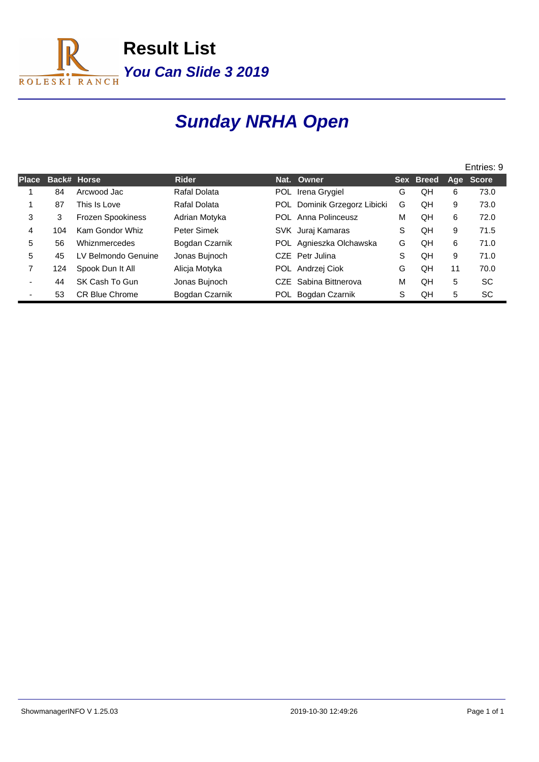# Result List

## *You Can Slide 3 2019*

# *Sunday NRHA Open*

Entries: 9

| Place | Back# | Horse | Rider | Nat. | Owner | Sex | Breed | Age | Score |
|---|---|---|---|---|---|---|---|---|---|
| 1 | 84 | Arcwood Jac | Rafal Dolata | POL | Irena Grygiel | G | QH | 6 | 73.0 |
| 1 | 87 | This Is Love | Rafal Dolata | POL | Dominik Grzegorz Libicki | G | QH | 9 | 73.0 |
| 3 | 3 | Frozen Spookiness | Adrian Motyka | POL | Anna Polinceusz | M | QH | 6 | 72.0 |
| 4 | 104 | Kam Gondor Whiz | Peter Simek | SVK | Juraj Kamaras | S | QH | 9 | 71.5 |
| 5 | 56 | Whiznmercedes | Bogdan Czarnik | POL | Agnieszka Olchawska | G | QH | 6 | 71.0 |
| 5 | 45 | LV Belmondo Genuine | Jonas Bujnoch | CZE | Petr Julina | S | QH | 9 | 71.0 |
| 7 | 124 | Spook Dun It All | Alicja Motyka | POL | Andrzej Ciok | G | QH | 11 | 70.0 |
| - | 44 | SK Cash To Gun | Jonas Bujnoch | CZE | Sabina Bittnerova | M | QH | 5 | SC |
| - | 53 | CR Blue Chrome | Bogdan Czarnik | POL | Bogdan Czarnik | S | QH | 5 | SC |

ShowmanagerINFO V 1.25.03 2019-10-30 12:49:26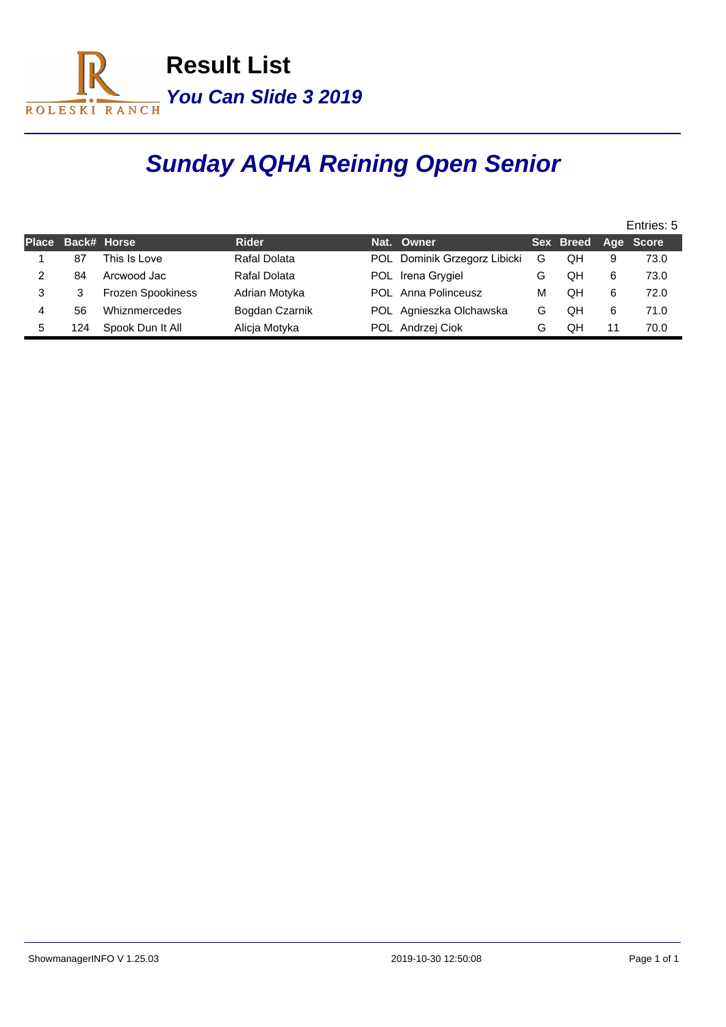# Result List

***You Can Slide 3 2019***

## *Sunday AQHA Reining Open Senior*

Entries: 5

| Place | Back# | Horse | Rider | Nat. | Owner | Sex | Breed | Age | Score |
|---|---|---|---|---|---|---|---|---|---|
| 1 | 87 | This Is Love | Rafal Dolata | POL | Dominik Grzegorz Libicki | G | QH | 9 | 73.0 |
| 2 | 84 | Arcwood Jac | Rafal Dolata | POL | Irena Grygiel | G | QH | 6 | 73.0 |
| 3 | 3 | Frozen Spookiness | Adrian Motyka | POL | Anna Polinceusz | M | QH | 6 | 72.0 |
| 4 | 56 | Whiznmercedes | Bogdan Czarnik | POL | Agnieszka Olchawska | G | QH | 6 | 71.0 |
| 5 | 124 | Spook Dun It All | Alicja Motyka | POL | Andrzej Ciok | G | QH | 11 | 70.0 |

ShowmanagerINFO V 1.25.03 — 2019-10-30 12:50:08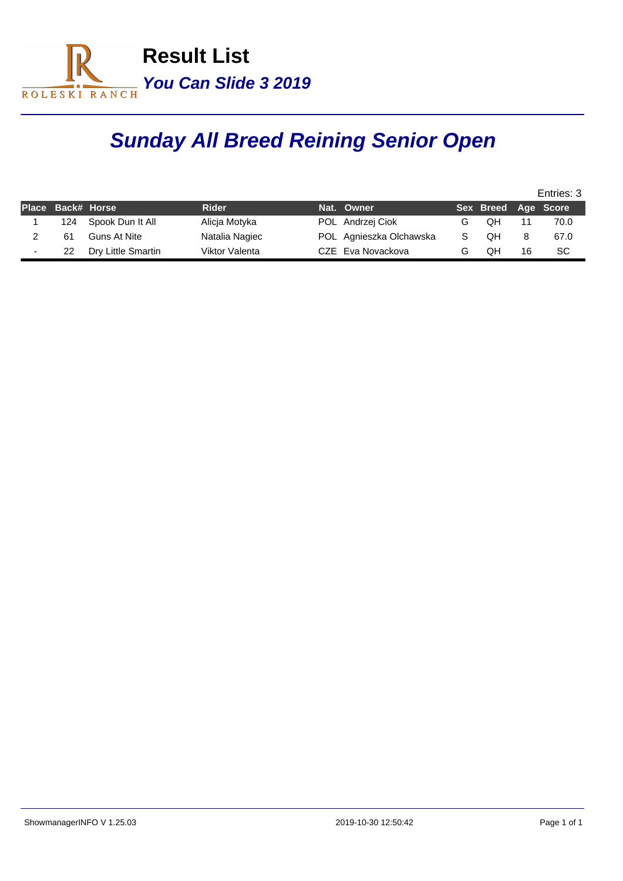ROLESKI RANCH

# Result List

***You Can Slide 3 2019***

## *Sunday All Breed Reining Senior Open*

Entries: 3

| Place | Back# | Horse | Rider | Nat. | Owner | Sex | Breed | Age | Score |
|---|---|---|---|---|---|---|---|---|---|
| 1 | 124 | Spook Dun It All | Alicja Motyka | POL | Andrzej Ciok | G | QH | 11 | 70.0 |
| 2 | 61 | Guns At Nite | Natalia Nagiec | POL | Agnieszka Olchawska | S | QH | 8 | 67.0 |
| - | 22 | Dry Little Smartin | Viktor Valenta | CZE | Eva Novackova | G | QH | 16 | SC |

ShowmanagerINFO V 1.25.03 2019-10-30 12:50:42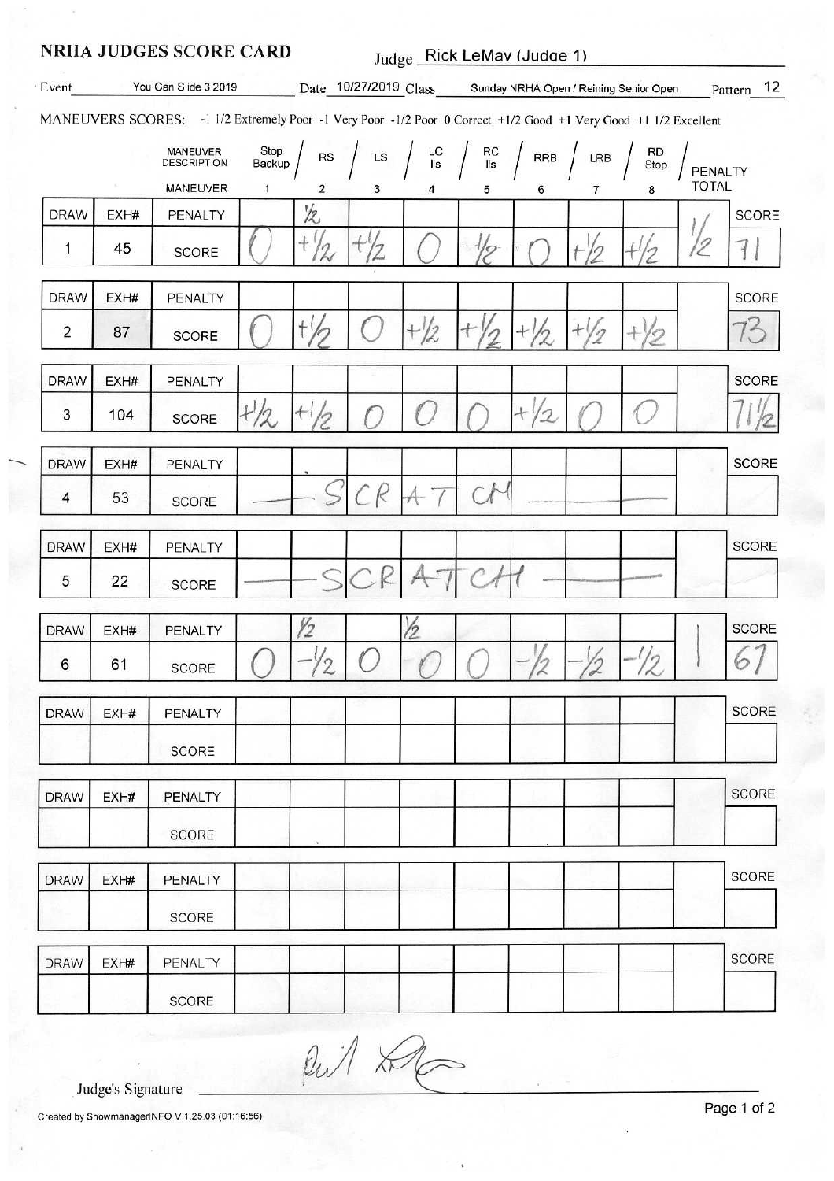# NRHA JUDGES SCORE CARD

Judge Rick LeMay (Judge 1)

Event You Can Slide 3 2019 Date 10/27/2019 Class Sunday NRHA Open / Reining Senior Open Pattern 12

MANEUVERS SCORES: -1 1/2 Extremely Poor -1 Very Poor -1/2 Poor 0 Correct +1/2 Good +1 Very Good +1 1/2 Excellent

| DRAW | EXH# | MANEUVER DESCRIPTION / MANEUVER | Stop Backup (1) | RS (2) | LS (3) | LC lls (4) | RC lls (5) | RRB (6) | LRB (7) | RD Stop (8) | PENALTY TOTAL | SCORE |
|---|---|---|---|---|---|---|---|---|---|---|---|---|
| 1 | 45 | PENALTY | | 1/2 | | | | | | | 1/2 | |
| | | SCORE | 0 | +1/2 | +1/2 | 0 | -1/2 | 0 | +1/2 | +1/2 | | 71 |
| 2 | 87 | PENALTY | | | | | | | | | | |
| | | SCORE | 0 | +1/2 | 0 | +1/2 | +1/2 | +1/2 | +1/2 | +1/2 | | 73 |
| 3 | 104 | PENALTY | | | | | | | | | | |
| | | SCORE | +1/2 | +1/2 | 0 | 0 | 0 | +1/2 | 0 | 0 | | 71 1/2 |
| 4 | 53 | PENALTY | | | | | | | | | | |
| | | SCORE | SCRATCH | | | | | | | | | |
| 5 | 22 | PENALTY | | | | | | | | | | |
| | | SCORE | SCRATCH | | | | | | | | | |
| 6 | 61 | PENALTY | | 1/2 | | 1/2 | | | | | 1 | |
| | | SCORE | 0 | -1/2 | 0 | 0 | 0 | -1/2 | -1/2 | -1/2 | | 67 |
| | | PENALTY | | | | | | | | | | |
| | | SCORE | | | | | | | | | | |
| | | PENALTY | | | | | | | | | | |
| | | SCORE | | | | | | | | | | |
| | | PENALTY | | | | | | | | | | |
| | | SCORE | | | | | | | | | | |
| | | PENALTY | | | | | | | | | | |
| | | SCORE | | | | | | | | | | |

Judge's Signature ____________________

Created by ShowmanagerINFO V 1.25.03 (01:16:56)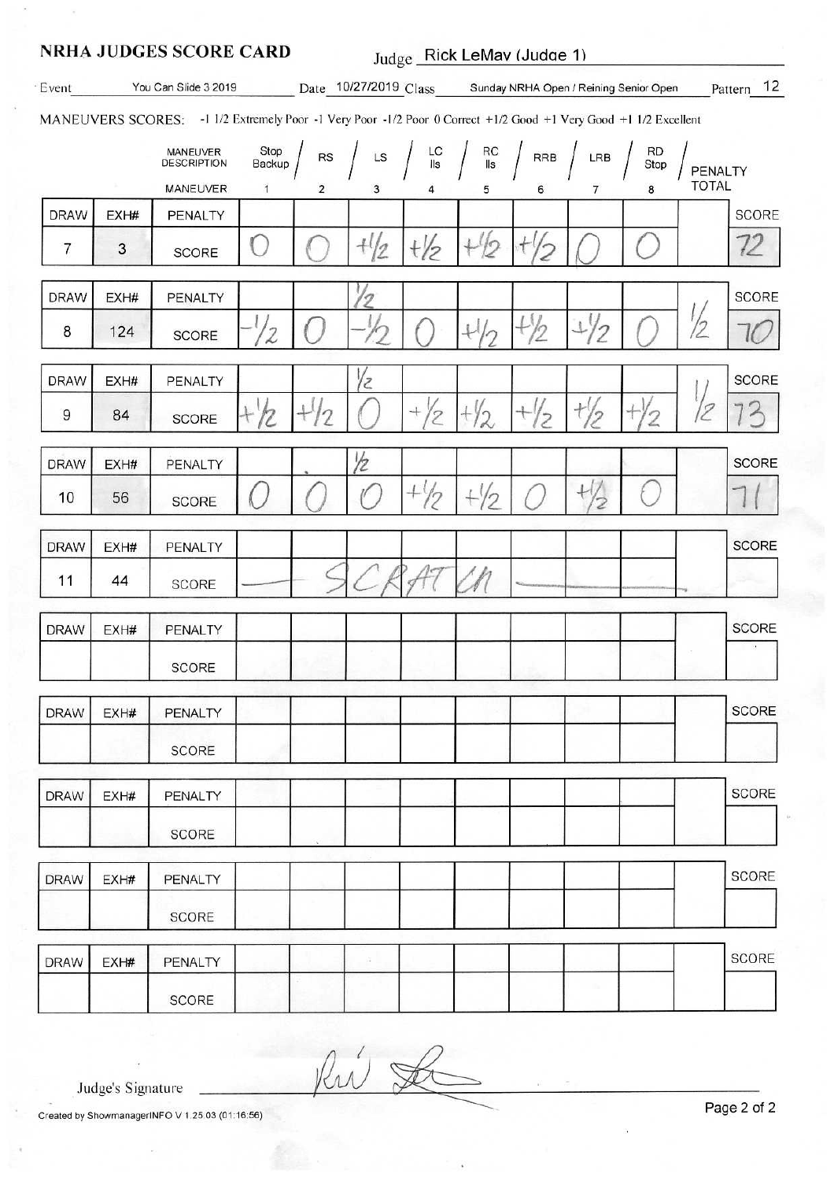# NRHA JUDGES SCORE CARD

Judge Rick LeMay (Judge 1)

Event You Can Slide 3 2019 Date 10/27/2019 Class Sunday NRHA Open / Reining Senior Open Pattern 12

MANEUVERS SCORES: -1 1/2 Extremely Poor -1 Very Poor -1/2 Poor 0 Correct +1/2 Good +1 Very Good +1 1/2 Excellent

| | | MANEUVER DESCRIPTION | Stop Backup | RS | LS | LC lls | RC lls | RRB | LRB | RD Stop | PENALTY TOTAL | |
|---|---|---|---|---|---|---|---|---|---|---|---|---|
| | | MANEUVER | 1 | 2 | 3 | 4 | 5 | 6 | 7 | 8 | | |
| DRAW | EXH# | PENALTY | | | | | | | | | | SCORE |
| 7 | 3 | SCORE | 0 | 0 | +1/2 | +1/2 | +1/2 | +1/2 | 0 | 0 | | 72 |
| DRAW | EXH# | PENALTY | | | 1/2 | | | | | | | SCORE |
| 8 | 124 | SCORE | -1/2 | 0 | -1/2 | 0 | +1/2 | +1/2 | +1/2 | 0 | 1/2 | 70 |
| DRAW | EXH# | PENALTY | | | 1/2 | | | | | | | SCORE |
| 9 | 84 | SCORE | +1/2 | +1/2 | 0 | +1/2 | +1/2 | +1/2 | +1/2 | +1/2 | 1/2 | 73 |
| DRAW | EXH# | PENALTY | | | 1/2 | | | | | | | SCORE |
| 10 | 56 | SCORE | 0 | 0 | 0 | +1/2 | +1/2 | 0 | +1/2 | 0 | | 71 |
| DRAW | EXH# | PENALTY | | | | | | | | | | SCORE |
| 11 | 44 | SCORE | SCRATCH | | | | | | | | | |
| DRAW | EXH# | PENALTY | | | | | | | | | | SCORE |
| | | SCORE | | | | | | | | | | |
| DRAW | EXH# | PENALTY | | | | | | | | | | SCORE |
| | | SCORE | | | | | | | | | | |
| DRAW | EXH# | PENALTY | | | | | | | | | | SCORE |
| | | SCORE | | | | | | | | | | |
| DRAW | EXH# | PENALTY | | | | | | | | | | SCORE |
| | | SCORE | | | | | | | | | | |
| DRAW | EXH# | PENALTY | | | | | | | | | | SCORE |
| | | SCORE | | | | | | | | | | |

Judge's Signature ___________

Created by ShowmanagerINFO V 1.25.03 (01:16:56)